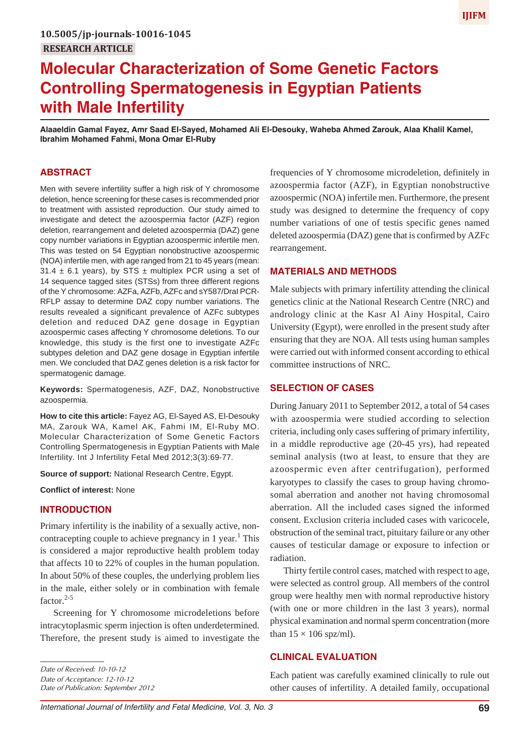10.5005/jp-journals-10016-1045

**RESEARCH ARTICLE**

# Molecular Characterization of Some Genetic Factors Controlling Spermatogenesis in Egyptian Patients with Male Infertility

**Alaaeldin Gamal Fayez, Amr Saad El-Sayed, Mohamed Ali El-Desouky, Waheba Ahmed Zarouk, Alaa Khalil Kamel, Ibrahim Mohamed Fahmi, Mona Omar El-Ruby**

## ABSTRACT

Men with severe infertility suffer a high risk of Y chromosome deletion, hence screening for these cases is recommended prior to treatment with assisted reproduction. Our study aimed to investigate and detect the azoospermia factor (AZF) region deletion, rearrangement and deleted azoospermia (DAZ) gene copy number variations in Egyptian azoospermic infertile men. This was tested on 54 Egyptian nonobstructive azoospermic (NOA) infertile men, with age ranged from 21 to 45 years (mean: 31.4 ± 6.1 years), by STS ± multiplex PCR using a set of 14 sequence tagged sites (STSs) from three different regions of the Y chromosome: AZFa, AZFb, AZFc and sY587/DraI PCR-RFLP assay to determine DAZ copy number variations. The results revealed a significant prevalence of AZFc subtypes deletion and reduced DAZ gene dosage in Egyptian azoospermic cases affecting Y chromosome deletions. To our knowledge, this study is the first one to investigate AZFc subtypes deletion and DAZ gene dosage in Egyptian infertile men. We concluded that DAZ genes deletion is a risk factor for spermatogenic damage.

**Keywords:** Spermatogenesis, AZF, DAZ, Nonobstructive azoospermia.

**How to cite this article:** Fayez AG, El-Sayed AS, El-Desouky MA, Zarouk WA, Kamel AK, Fahmi IM, El-Ruby MO. Molecular Characterization of Some Genetic Factors Controlling Spermatogenesis in Egyptian Patients with Male Infertility. Int J Infertility Fetal Med 2012;3(3):69-77.

**Source of support:** National Research Centre, Egypt.

**Conflict of interest:** None

## INTRODUCTION

Primary infertility is the inability of a sexually active, non-contracepting couple to achieve pregnancy in 1 year.[1] This is considered a major reproductive health problem today that affects 10 to 22% of couples in the human population. In about 50% of these couples, the underlying problem lies in the male, either solely or in combination with female factor.[2-5]

Screening for Y chromosome microdeletions before intracytoplasmic sperm injection is often underdetermined. Therefore, the present study is aimed to investigate the frequencies of Y chromosome microdeletion, definitely in azoospermia factor (AZF), in Egyptian nonobstructive azoospermic (NOA) infertile men. Furthermore, the present study was designed to determine the frequency of copy number variations of one of testis specific genes named deleted azoospermia (DAZ) gene that is confirmed by AZFc rearrangement.

*Date of Received: 10-10-12*
*Date of Acceptance: 12-10-12*
*Date of Publication: September 2012*

## MATERIALS AND METHODS

Male subjects with primary infertility attending the clinical genetics clinic at the National Research Centre (NRC) and andrology clinic at the Kasr Al Ainy Hospital, Cairo University (Egypt), were enrolled in the present study after ensuring that they are NOA. All tests using human samples were carried out with informed consent according to ethical committee instructions of NRC.

## SELECTION OF CASES

During January 2011 to September 2012, a total of 54 cases with azoospermia were studied according to selection criteria, including only cases suffering of primary infertility, in a middle reproductive age (20-45 yrs), had repeated seminal analysis (two at least, to ensure that they are azoospermic even after centrifugation), performed karyotypes to classify the cases to group having chromosomal aberration and another not having chromosomal aberration. All the included cases signed the informed consent. Exclusion criteria included cases with varicocele, obstruction of the seminal tract, pituitary failure or any other causes of testicular damage or exposure to infection or radiation.

Thirty fertile control cases, matched with respect to age, were selected as control group. All members of the control group were healthy men with normal reproductive history (with one or more children in the last 3 years), normal physical examination and normal sperm concentration (more than 15 × 106 spz/ml).

## CLINICAL EVALUATION

Each patient was carefully examined clinically to rule out other causes of infertility. A detailed family, occupational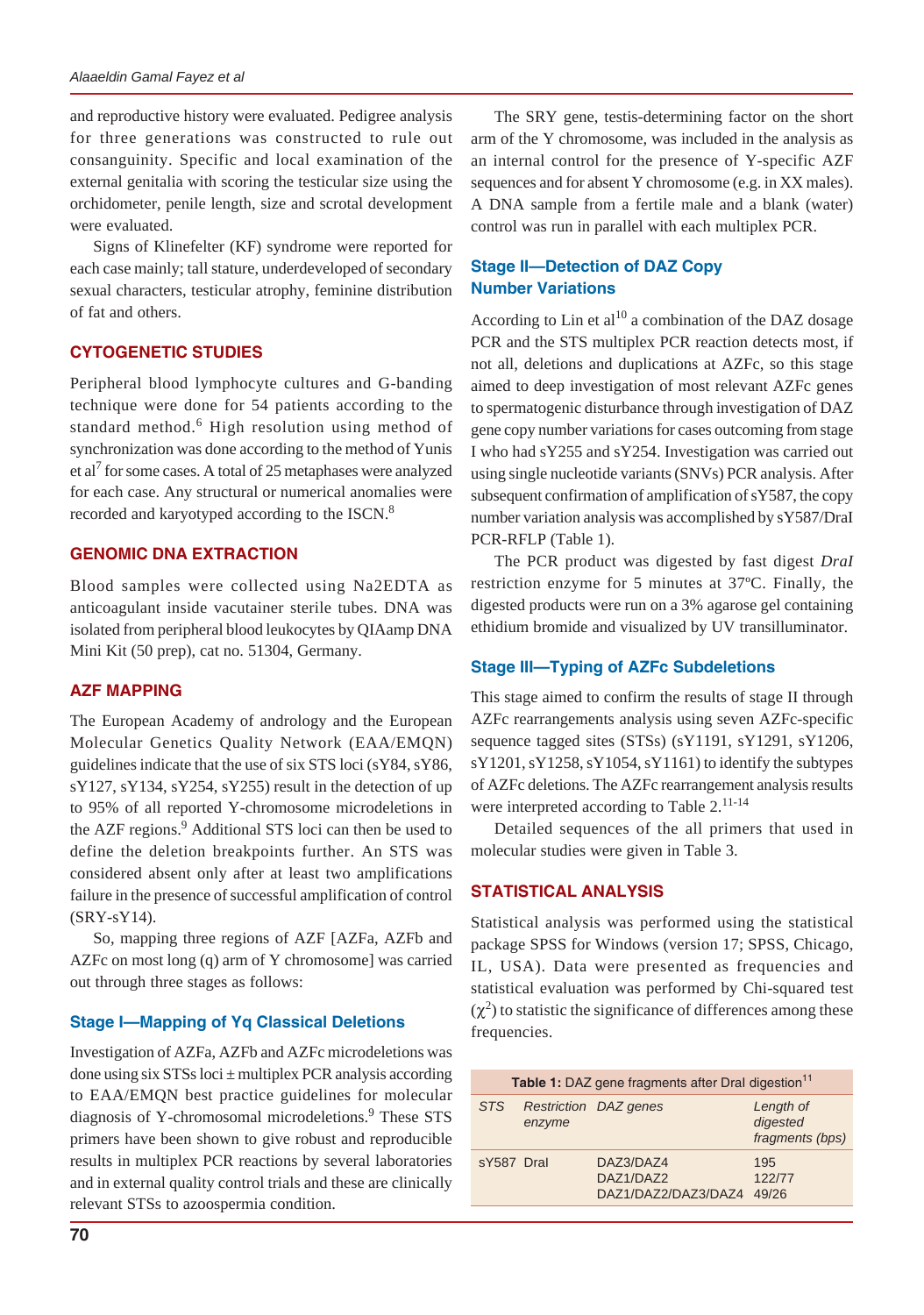and reproductive history were evaluated. Pedigree analysis for three generations was constructed to rule out consanguinity. Specific and local examination of the external genitalia with scoring the testicular size using the orchidometer, penile length, size and scrotal development were evaluated.

Signs of Klinefelter (KF) syndrome were reported for each case mainly; tall stature, underdeveloped of secondary sexual characters, testicular atrophy, feminine distribution of fat and others.

## CYTOGENETIC STUDIES

Peripheral blood lymphocyte cultures and G-banding technique were done for 54 patients according to the standard method.[6] High resolution using method of synchronization was done according to the method of Yunis et al[7] for some cases. A total of 25 metaphases were analyzed for each case. Any structural or numerical anomalies were recorded and karyotyped according to the ISCN.[8]

## GENOMIC DNA EXTRACTION

Blood samples were collected using Na2EDTA as anticoagulant inside vacutainer sterile tubes. DNA was isolated from peripheral blood leukocytes by QIAamp DNA Mini Kit (50 prep), cat no. 51304, Germany.

## AZF MAPPING

The European Academy of andrology and the European Molecular Genetics Quality Network (EAA/EMQN) guidelines indicate that the use of six STS loci (sY84, sY86, sY127, sY134, sY254, sY255) result in the detection of up to 95% of all reported Y-chromosome microdeletions in the AZF regions.[9] Additional STS loci can then be used to define the deletion breakpoints further. An STS was considered absent only after at least two amplifications failure in the presence of successful amplification of control (SRY-sY14).

So, mapping three regions of AZF [AZFa, AZFb and AZFc on most long (q) arm of Y chromosome] was carried out through three stages as follows:

### Stage I—Mapping of Yq Classical Deletions

Investigation of AZFa, AZFb and AZFc microdeletions was done using six STSs loci ± multiplex PCR analysis according to EAA/EMQN best practice guidelines for molecular diagnosis of Y-chromosomal microdeletions.[9] These STS primers have been shown to give robust and reproducible results in multiplex PCR reactions by several laboratories and in external quality control trials and these are clinically relevant STSs to azoospermia condition.

The SRY gene, testis-determining factor on the short arm of the Y chromosome, was included in the analysis as an internal control for the presence of Y-specific AZF sequences and for absent Y chromosome (e.g. in XX males). A DNA sample from a fertile male and a blank (water) control was run in parallel with each multiplex PCR.

### Stage II—Detection of DAZ Copy Number Variations

According to Lin et al[10] a combination of the DAZ dosage PCR and the STS multiplex PCR reaction detects most, if not all, deletions and duplications at AZFc, so this stage aimed to deep investigation of most relevant AZFc genes to spermatogenic disturbance through investigation of DAZ gene copy number variations for cases outcoming from stage I who had sY255 and sY254. Investigation was carried out using single nucleotide variants (SNVs) PCR analysis. After subsequent confirmation of amplification of sY587, the copy number variation analysis was accomplished by sY587/DraI PCR-RFLP (Table 1).

The PCR product was digested by fast digest *DraI* restriction enzyme for 5 minutes at 37ºC. Finally, the digested products were run on a 3% agarose gel containing ethidium bromide and visualized by UV transilluminator.

### Stage III—Typing of AZFc Subdeletions

This stage aimed to confirm the results of stage II through AZFc rearrangements analysis using seven AZFc-specific sequence tagged sites (STSs) (sY1191, sY1291, sY1206, sY1201, sY1258, sY1054, sY1161) to identify the subtypes of AZFc deletions. The AZFc rearrangement analysis results were interpreted according to Table 2.[11-14]

Detailed sequences of the all primers that used in molecular studies were given in Table 3.

## STATISTICAL ANALYSIS

Statistical analysis was performed using the statistical package SPSS for Windows (version 17; SPSS, Chicago, IL, USA). Data were presented as frequencies and statistical evaluation was performed by Chi-squared test ($\chi^2$) to statistic the significance of differences among these frequencies.

**Table 1:** DAZ gene fragments after DraI digestion[11]

| *STS* | *Restriction enzyme* | *DAZ genes* | *Length of digested fragments (bps)* |
|---|---|---|---|
| sY587 | DraI | DAZ3/DAZ4 | 195 |
| | | DAZ1/DAZ2 | 122/77 |
| | | DAZ1/DAZ2/DAZ3/DAZ4 | 49/26 |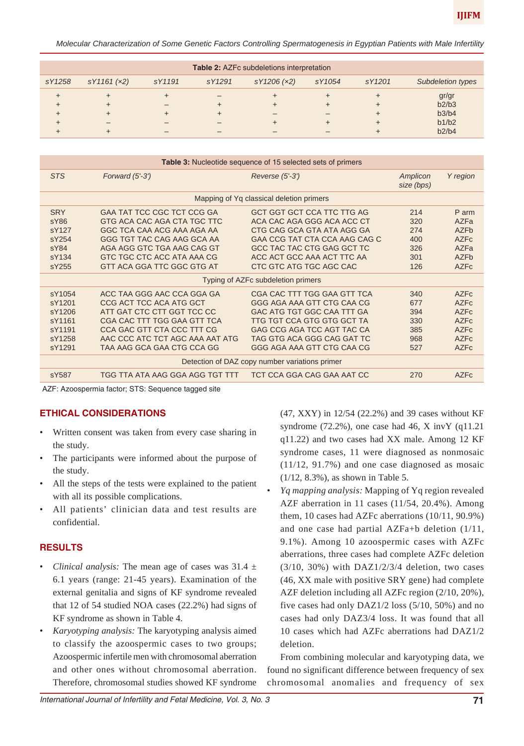**Table 2:** AZFc subdeletions interpretation

| sY1258 | sY1161 (×2) | sY1191 | sY1291 | sY1206 (×2) | sY1054 | sY1201 | Subdeletion types |
|---|---|---|---|---|---|---|---|
| + | + | + | – | + | + | + | gr/gr |
| + | + | – | + | + | + | + | b2/b3 |
| + | + | + | + | – | – | + | b3/b4 |
| + | – | – | – | + | + | + | b1/b2 |
| + | + | – | – | – | – | + | b2/b4 |

**Table 3:** Nucleotide sequence of 15 selected sets of primers

| STS | Forward (5'-3') | Reverse (5'-3') | Amplicon size (bps) | Y region |
|---|---|---|---|---|
| Mapping of Yq classical deletion primers | | | | |
| SRY | GAA TAT TCC CGC TCT CCG GA | GCT GGT GCT CCA TTC TTG AG | 214 | P arm |
| sY86 | GTG ACA CAC AGA CTA TGC TTC | ACA CAC AGA GGG ACA ACC CT | 320 | AZFa |
| sY127 | GGC TCA CAA ACG AAA AGA AA | CTG CAG GCA GTA ATA AGG GA | 274 | AZFb |
| sY254 | GGG TGT TAC CAG AAG GCA AA | GAA CCG TAT CTA CCA AAG CAG C | 400 | AZFc |
| sY84 | AGA AGG GTC TGA AAG CAG GT | GCC TAC TAC CTG GAG GCT TC | 326 | AZFa |
| sY134 | GTC TGC CTC ACC ATA AAA CG | ACC ACT GCC AAA ACT TTC AA | 301 | AZFb |
| sY255 | GTT ACA GGA TTC GGC GTG AT | CTC GTC ATG TGC AGC CAC | 126 | AZFc |
| Typing of AZFc subdeletion primers | | | | |
| sY1054 | ACC TAA GGG AAC CCA GGA GA | CGA CAC TTT TGG GAA GTT TCA | 340 | AZFc |
| sY1201 | CCG ACT TCC ACA ATG GCT | GGG AGA AAA GTT CTG CAA CG | 677 | AZFc |
| sY1206 | ATT GAT CTC CTT GGT TCC CC | GAC ATG TGT GGC CAA TTT GA | 394 | AZFc |
| sY1161 | CGA CAC TTT TGG GAA GTT TCA | TTG TGT CCA GTG GTG GCT TA | 330 | AZFc |
| sY1191 | CCA GAC GTT CTA CCC TTT CG | GAG CCG AGA TCC AGT TAC CA | 385 | AZFc |
| sY1258 | AAC CCC ATC TCT AGC AAA AAT ATG | TAG GTG ACA GGG CAG GAT TC | 968 | AZFc |
| sY1291 | TAA AAG GCA GAA CTG CCA GG | GGG AGA AAA GTT CTG CAA CG | 527 | AZFc |
| Detection of DAZ copy number variations primer | | | | |
| sY587 | TGG TTA ATA AAG GGA AGG TGT TTT | TCT CCA GGA CAG GAA AAT CC | 270 | AZFc |

AZF: Azoospermia factor; STS: Sequence tagged site

## ETHICAL CONSIDERATIONS

- Written consent was taken from every case sharing in the study.
- The participants were informed about the purpose of the study.
- All the steps of the tests were explained to the patient with all its possible complications.
- All patients' clinician data and test results are confidential.

## RESULTS

- *Clinical analysis:* The mean age of cases was 31.4 ± 6.1 years (range: 21-45 years). Examination of the external genitalia and signs of KF syndrome revealed that 12 of 54 studied NOA cases (22.2%) had signs of KF syndrome as shown in Table 4.
- *Karyotyping analysis:* The karyotyping analysis aimed to classify the azoospermic cases to two groups; Azoospermic infertile men with chromosomal aberration and other ones without chromosomal aberration. Therefore, chromosomal studies showed KF syndrome (47, XXY) in 12/54 (22.2%) and 39 cases without KF syndrome (72.2%), one case had 46, X invY (q11.21 q11.22) and two cases had XX male. Among 12 KF syndrome cases, 11 were diagnosed as nonmosaic (11/12, 91.7%) and one case diagnosed as mosaic (1/12, 8.3%), as shown in Table 5.
- *Yq mapping analysis:* Mapping of Yq region revealed AZF aberration in 11 cases (11/54, 20.4%). Among them, 10 cases had AZFc aberrations (10/11, 90.9%) and one case had partial AZFa+b deletion (1/11, 9.1%). Among 10 azoospermic cases with AZFc aberrations, three cases had complete AZFc deletion (3/10, 30%) with DAZ1/2/3/4 deletion, two cases (46, XX male with positive SRY gene) had complete AZF deletion including all AZFc region (2/10, 20%), five cases had only DAZ1/2 loss (5/10, 50%) and no cases had only DAZ3/4 loss. It was found that all 10 cases which had AZFc aberrations had DAZ1/2 deletion.

From combining molecular and karyotyping data, we found no significant difference between frequency of sex chromosomal anomalies and frequency of sex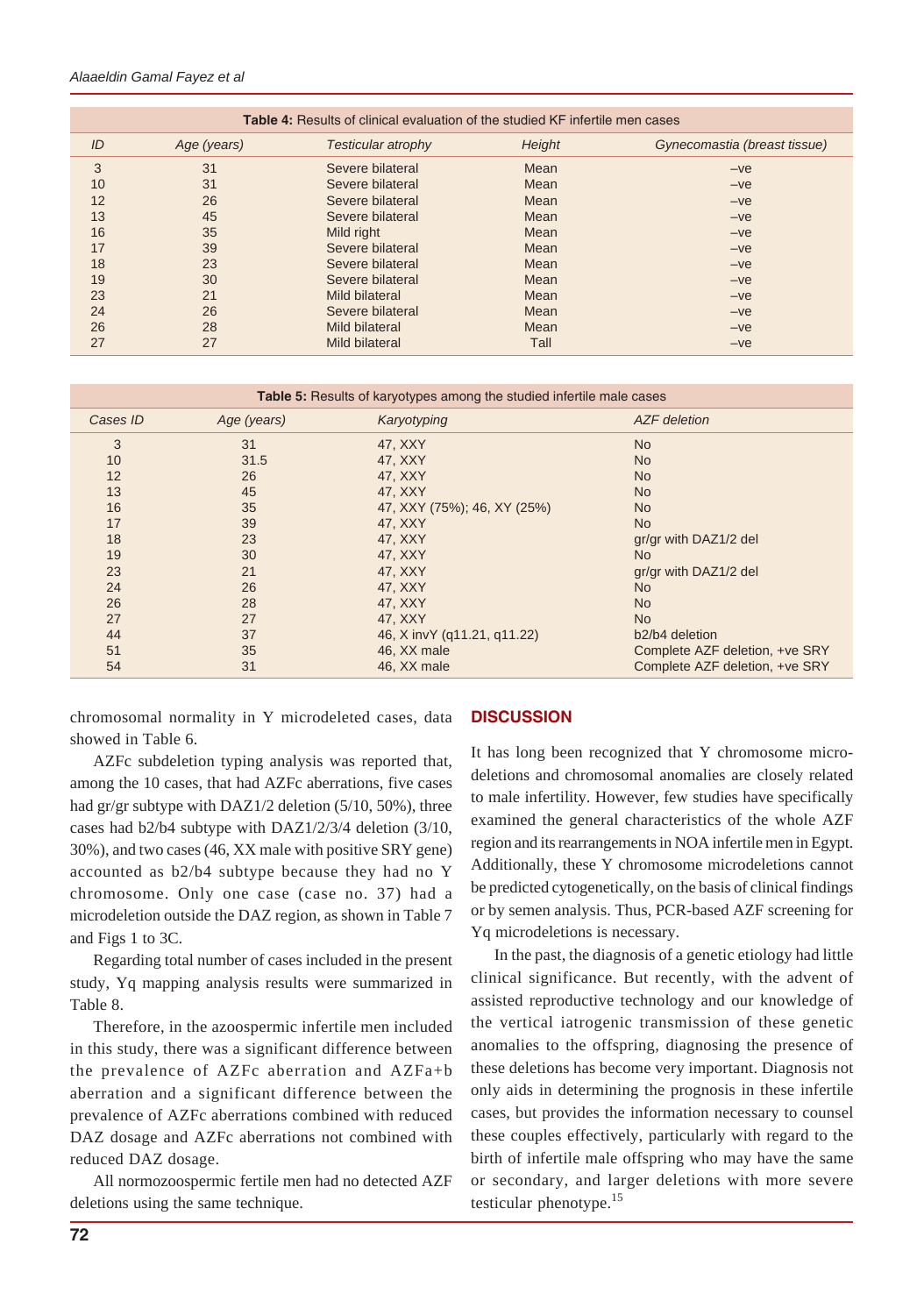**Table 4:** Results of clinical evaluation of the studied KF infertile men cases

| *ID* | *Age (years)* | *Testicular atrophy* | *Height* | *Gynecomastia (breast tissue)* |
|---|---|---|---|---|
| 3 | 31 | Severe bilateral | Mean | –ve |
| 10 | 31 | Severe bilateral | Mean | –ve |
| 12 | 26 | Severe bilateral | Mean | –ve |
| 13 | 45 | Severe bilateral | Mean | –ve |
| 16 | 35 | Mild right | Mean | –ve |
| 17 | 39 | Severe bilateral | Mean | –ve |
| 18 | 23 | Severe bilateral | Mean | –ve |
| 19 | 30 | Severe bilateral | Mean | –ve |
| 23 | 21 | Mild bilateral | Mean | –ve |
| 24 | 26 | Severe bilateral | Mean | –ve |
| 26 | 28 | Mild bilateral | Mean | –ve |
| 27 | 27 | Mild bilateral | Tall | –ve |

**Table 5:** Results of karyotypes among the studied infertile male cases

| *Cases ID* | *Age (years)* | *Karyotyping* | *AZF deletion* |
|---|---|---|---|
| 3 | 31 | 47, XXY | No |
| 10 | 31.5 | 47, XXY | No |
| 12 | 26 | 47, XXY | No |
| 13 | 45 | 47, XXY | No |
| 16 | 35 | 47, XXY (75%); 46, XY (25%) | No |
| 17 | 39 | 47, XXY | No |
| 18 | 23 | 47, XXY | gr/gr with DAZ1/2 del |
| 19 | 30 | 47, XXY | No |
| 23 | 21 | 47, XXY | gr/gr with DAZ1/2 del |
| 24 | 26 | 47, XXY | No |
| 26 | 28 | 47, XXY | No |
| 27 | 27 | 47, XXY | No |
| 44 | 37 | 46, X invY (q11.21, q11.22) | b2/b4 deletion |
| 51 | 35 | 46, XX male | Complete AZF deletion, +ve SRY |
| 54 | 31 | 46, XX male | Complete AZF deletion, +ve SRY |

chromosomal normality in Y microdeleted cases, data showed in Table 6.

AZFc subdeletion typing analysis was reported that, among the 10 cases, that had AZFc aberrations, five cases had gr/gr subtype with DAZ1/2 deletion (5/10, 50%), three cases had b2/b4 subtype with DAZ1/2/3/4 deletion (3/10, 30%), and two cases (46, XX male with positive SRY gene) accounted as b2/b4 subtype because they had no Y chromosome. Only one case (case no. 37) had a microdeletion outside the DAZ region, as shown in Table 7 and Figs 1 to 3C.

Regarding total number of cases included in the present study, Yq mapping analysis results were summarized in Table 8.

Therefore, in the azoospermic infertile men included in this study, there was a significant difference between the prevalence of AZFc aberration and AZFa+b aberration and a significant difference between the prevalence of AZFc aberrations combined with reduced DAZ dosage and AZFc aberrations not combined with reduced DAZ dosage.

All normozoospermic fertile men had no detected AZF deletions using the same technique.

## DISCUSSION

It has long been recognized that Y chromosome microdeletions and chromosomal anomalies are closely related to male infertility. However, few studies have specifically examined the general characteristics of the whole AZF region and its rearrangements in NOA infertile men in Egypt. Additionally, these Y chromosome microdeletions cannot be predicted cytogenetically, on the basis of clinical findings or by semen analysis. Thus, PCR-based AZF screening for Yq microdeletions is necessary.

In the past, the diagnosis of a genetic etiology had little clinical significance. But recently, with the advent of assisted reproductive technology and our knowledge of the vertical iatrogenic transmission of these genetic anomalies to the offspring, diagnosing the presence of these deletions has become very important. Diagnosis not only aids in determining the prognosis in these infertile cases, but provides the information necessary to counsel these couples effectively, particularly with regard to the birth of infertile male offspring who may have the same or secondary, and larger deletions with more severe testicular phenotype.[15]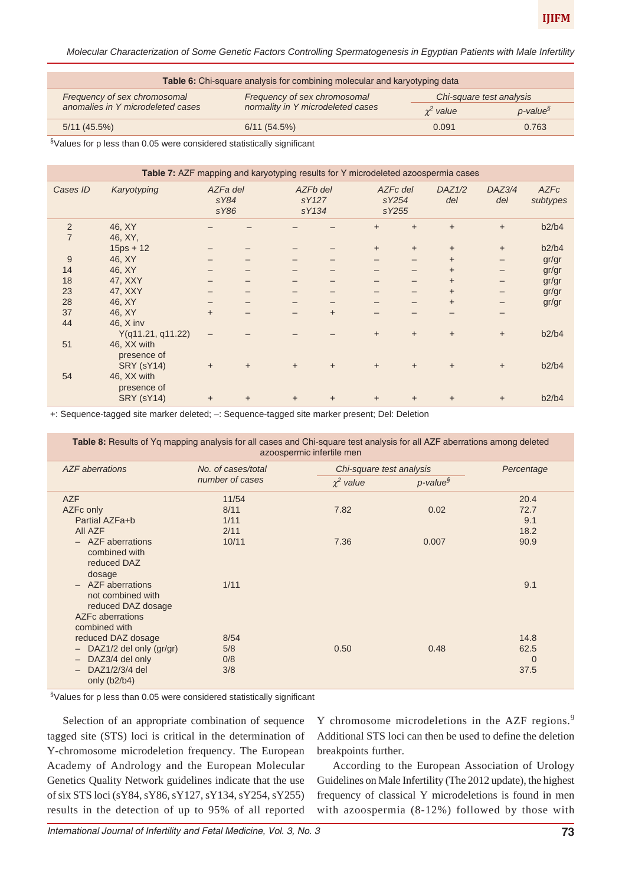**Table 6:** Chi-square analysis for combining molecular and karyotyping data

| Frequency of sex chromosomal anomalies in Y microdeleted cases | Frequency of sex chromosomal normality in Y microdeleted cases | Chi-square test analysis | |
|---|---|---|---|
| | | $\chi^2$ value | p-value[§] |
| 5/11 (45.5%) | 6/11 (54.5%) | 0.091 | 0.763 |

[§]Values for p less than 0.05 were considered statistically significant

**Table 7:** AZF mapping and karyotyping results for Y microdeleted azoospermia cases

| Cases ID | Karyotyping | AZFa del | | AZFb del | | AZFc del | | DAZ1/2 del | DAZ3/4 del | AZFc subtypes |
|---|---|---|---|---|---|---|---|---|---|---|
| | | sY84 | sY86 | sY127 | sY134 | sY254 | sY255 | | | |
| 2 | 46, XY | – | – | – | – | + | + | + | + | b2/b4 |
| 7 | 46, XY, 15ps + 12 | – | – | – | – | + | + | + | + | b2/b4 |
| 9 | 46, XY | – | – | – | – | – | – | + | – | gr/gr |
| 14 | 46, XY | – | – | – | – | – | – | + | – | gr/gr |
| 18 | 47, XXY | – | – | – | – | – | – | + | – | gr/gr |
| 23 | 47, XXY | – | – | – | – | – | – | + | – | gr/gr |
| 28 | 46, XY | – | – | – | – | – | – | + | – | gr/gr |
| 37 | 46, XY | + | – | – | + | – | – | – | – | |
| 44 | 46, X inv Y(q11.21, q11.22) | – | – | – | – | + | + | + | + | b2/b4 |
| 51 | 46, XX with presence of SRY (sY14) | + | + | + | + | + | + | + | + | b2/b4 |
| 54 | 46, XX with presence of SRY (sY14) | + | + | + | + | + | + | + | + | b2/b4 |

+: Sequence-tagged site marker deleted; –: Sequence-tagged site marker present; Del: Deletion

**Table 8:** Results of Yq mapping analysis for all cases and Chi-square test analysis for all AZF aberrations among deleted azoospermic infertile men

| AZF aberrations | No. of cases/total number of cases | Chi-square test analysis | | Percentage |
|---|---|---|---|---|
| | | $\chi^2$ value | p-value[§] | |
| AZF | 11/54 | | | 20.4 |
| AZFc only | 8/11 | 7.82 | 0.02 | 72.7 |
| Partial AZFa+b | 1/11 | | | 9.1 |
| All AZF | 2/11 | | | 18.2 |
| – AZF aberrations combined with reduced DAZ dosage | 10/11 | 7.36 | 0.007 | 90.9 |
| – AZF aberrations not combined with reduced DAZ dosage | 1/11 | | | 9.1 |
| AZFc aberrations combined with reduced DAZ dosage | 8/54 | | | 14.8 |
| – DAZ1/2 del only (gr/gr) | 5/8 | 0.50 | 0.48 | 62.5 |
| – DAZ3/4 del only | 0/8 | | | 0 |
| – DAZ1/2/3/4 del only (b2/b4) | 3/8 | | | 37.5 |

[§]Values for p less than 0.05 were considered statistically significant

Selection of an appropriate combination of sequence tagged site (STS) loci is critical in the determination of Y-chromosome microdeletion frequency. The European Academy of Andrology and the European Molecular Genetics Quality Network guidelines indicate that the use of six STS loci (sY84, sY86, sY127, sY134, sY254, sY255) results in the detection of up to 95% of all reported Y chromosome microdeletions in the AZF regions.[9] Additional STS loci can then be used to define the deletion breakpoints further.

According to the European Association of Urology Guidelines on Male Infertility (The 2012 update), the highest frequency of classical Y microdeletions is found in men with azoospermia (8-12%) followed by those with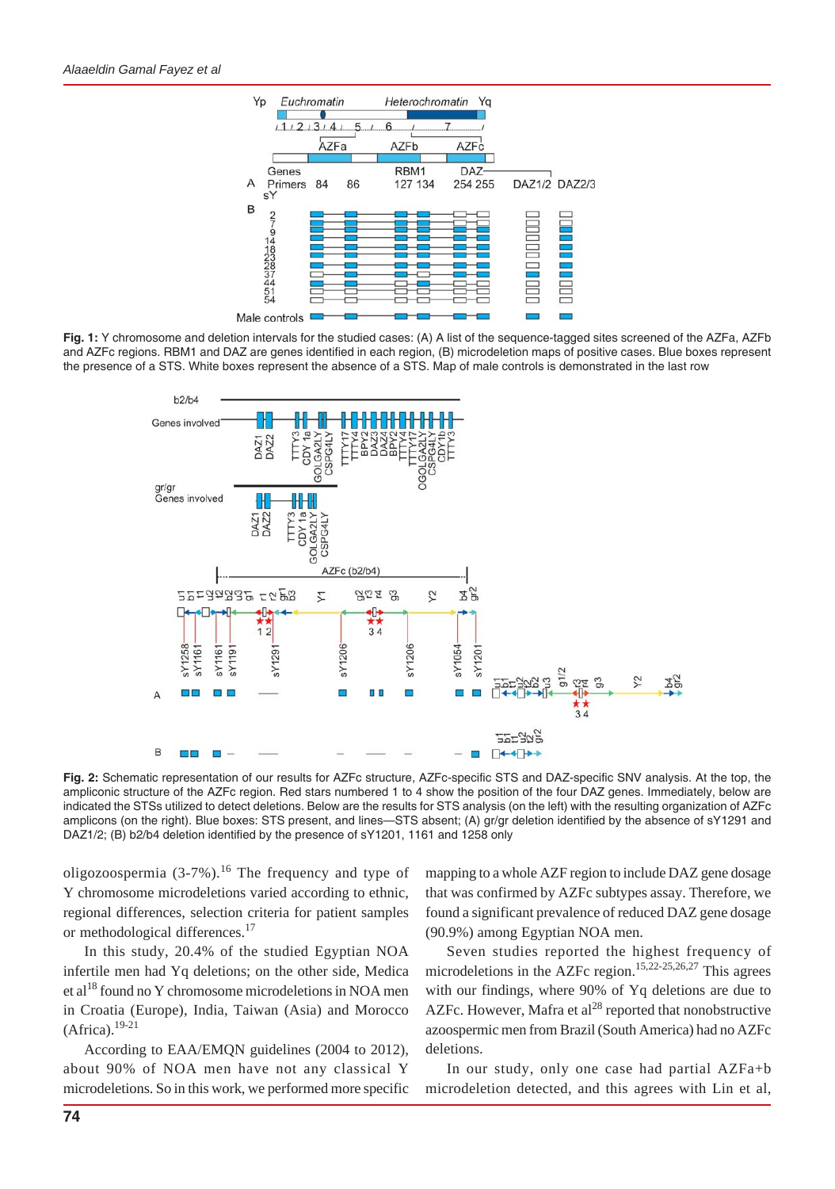**Fig. 1:** Y chromosome and deletion intervals for the studied cases: (A) A list of the sequence-tagged sites screened of the AZFa, AZFb and AZFc regions. RBM1 and DAZ are genes identified in each region, (B) microdeletion maps of positive cases. Blue boxes represent the presence of a STS. White boxes represent the absence of a STS. Map of male controls is demonstrated in the last row

**Fig. 2:** Schematic representation of our results for AZFc structure, AZFc-specific STS and DAZ-specific SNV analysis. At the top, the ampliconic structure of the AZFc region. Red stars numbered 1 to 4 show the position of the four DAZ genes. Immediately, below are indicated the STSs utilized to detect deletions. Below are the results for STS analysis (on the left) with the resulting organization of AZFc amplicons (on the right). Blue boxes: STS present, and lines—STS absent; (A) gr/gr deletion identified by the absence of sY1291 and DAZ1/2; (B) b2/b4 deletion identified by the presence of sY1201, 1161 and 1258 only

oligozoospermia (3-7%).[16] The frequency and type of Y chromosome microdeletions varied according to ethnic, regional differences, selection criteria for patient samples or methodological differences.[17]

In this study, 20.4% of the studied Egyptian NOA infertile men had Yq deletions; on the other side, Medica et al[18] found no Y chromosome microdeletions in NOA men in Croatia (Europe), India, Taiwan (Asia) and Morocco (Africa).[19-21]

According to EAA/EMQN guidelines (2004 to 2012), about 90% of NOA men have not any classical Y microdeletions. So in this work, we performed more specific mapping to a whole AZF region to include DAZ gene dosage that was confirmed by AZFc subtypes assay. Therefore, we found a significant prevalence of reduced DAZ gene dosage (90.9%) among Egyptian NOA men.

Seven studies reported the highest frequency of microdeletions in the AZFc region.[15,22-25,26,27] This agrees with our findings, where 90% of Yq deletions are due to AZFc. However, Mafra et al[28] reported that nonobstructive azoospermic men from Brazil (South America) had no AZFc deletions.

In our study, only one case had partial AZFa+b microdeletion detected, and this agrees with Lin et al,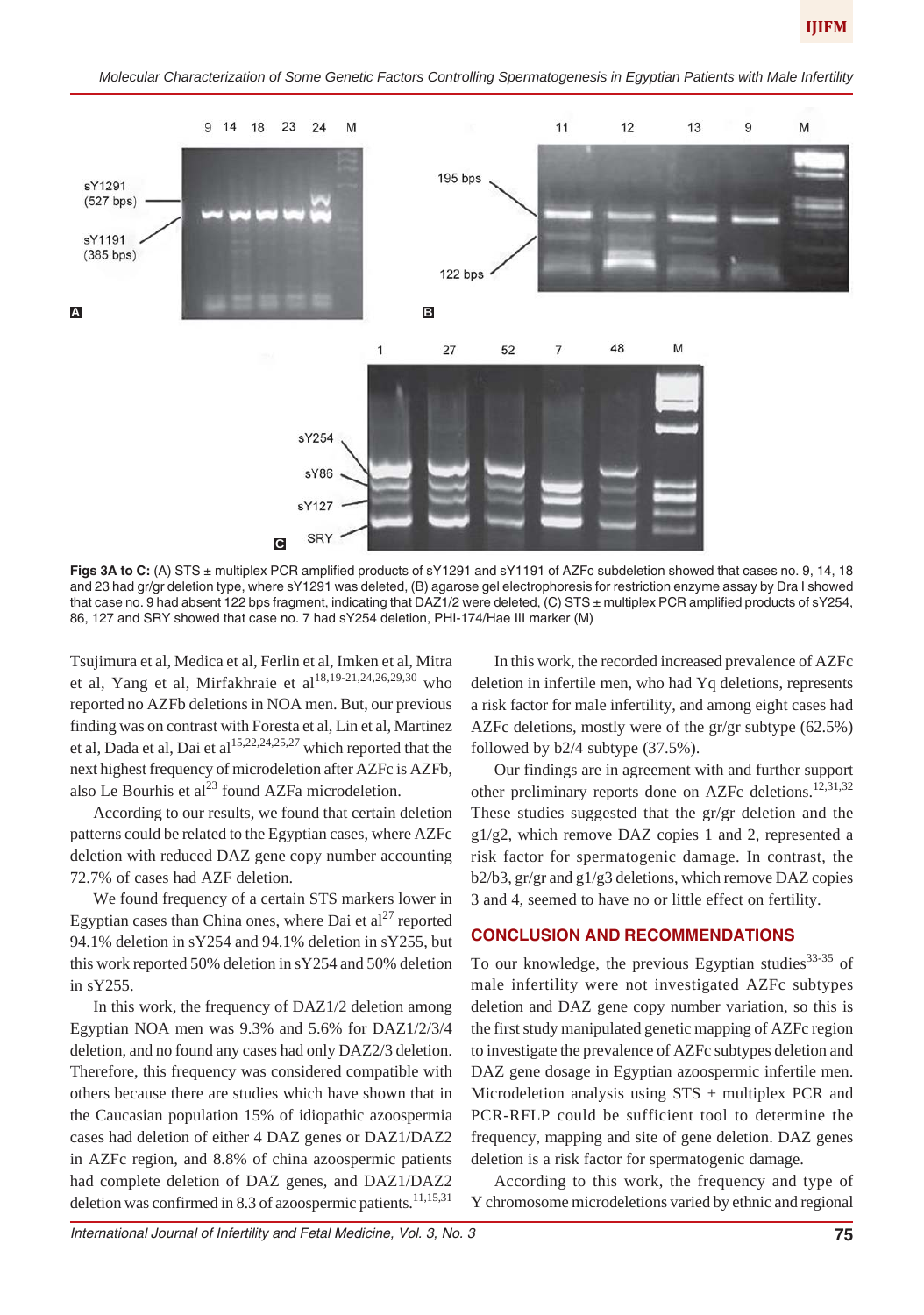**Figs 3A to C:** (A) STS ± multiplex PCR amplified products of sY1291 and sY1191 of AZFc subdeletion showed that cases no. 9, 14, 18 and 23 had gr/gr deletion type, where sY1291 was deleted, (B) agarose gel electrophoresis for restriction enzyme assay by Dra I showed that case no. 9 had absent 122 bps fragment, indicating that DAZ1/2 were deleted, (C) STS ± multiplex PCR amplified products of sY254, 86, 127 and SRY showed that case no. 7 had sY254 deletion, PHI-174/Hae III marker (M)

Tsujimura et al, Medica et al, Ferlin et al, Imken et al, Mitra et al, Yang et al, Mirfakhraie et al[18,19-21,24,26,29,30] who reported no AZFb deletions in NOA men. But, our previous finding was on contrast with Foresta et al, Lin et al, Martinez et al, Dada et al, Dai et al[15,22,24,25,27] which reported that the next highest frequency of microdeletion after AZFc is AZFb, also Le Bourhis et al[23] found AZFa microdeletion.

According to our results, we found that certain deletion patterns could be related to the Egyptian cases, where AZFc deletion with reduced DAZ gene copy number accounting 72.7% of cases had AZF deletion.

We found frequency of a certain STS markers lower in Egyptian cases than China ones, where Dai et al[27] reported 94.1% deletion in sY254 and 94.1% deletion in sY255, but this work reported 50% deletion in sY254 and 50% deletion in sY255.

In this work, the frequency of DAZ1/2 deletion among Egyptian NOA men was 9.3% and 5.6% for DAZ1/2/3/4 deletion, and no found any cases had only DAZ2/3 deletion. Therefore, this frequency was considered compatible with others because there are studies which have shown that in the Caucasian population 15% of idiopathic azoospermia cases had deletion of either 4 DAZ genes or DAZ1/DAZ2 in AZFc region, and 8.8% of china azoospermic patients had complete deletion of DAZ genes, and DAZ1/DAZ2 deletion was confirmed in 8.3 of azoospermic patients.[11,15,31]

In this work, the recorded increased prevalence of AZFc deletion in infertile men, who had Yq deletions, represents a risk factor for male infertility, and among eight cases had AZFc deletions, mostly were of the gr/gr subtype (62.5%) followed by b2/4 subtype (37.5%).

Our findings are in agreement with and further support other preliminary reports done on AZFc deletions.[12,31,32] These studies suggested that the gr/gr deletion and the g1/g2, which remove DAZ copies 1 and 2, represented a risk factor for spermatogenic damage. In contrast, the b2/b3, gr/gr and g1/g3 deletions, which remove DAZ copies 3 and 4, seemed to have no or little effect on fertility.

## CONCLUSION AND RECOMMENDATIONS

To our knowledge, the previous Egyptian studies[33-35] of male infertility were not investigated AZFc subtypes deletion and DAZ gene copy number variation, so this is the first study manipulated genetic mapping of AZFc region to investigate the prevalence of AZFc subtypes deletion and DAZ gene dosage in Egyptian azoospermic infertile men. Microdeletion analysis using STS ± multiplex PCR and PCR-RFLP could be sufficient tool to determine the frequency, mapping and site of gene deletion. DAZ genes deletion is a risk factor for spermatogenic damage.

According to this work, the frequency and type of Y chromosome microdeletions varied by ethnic and regional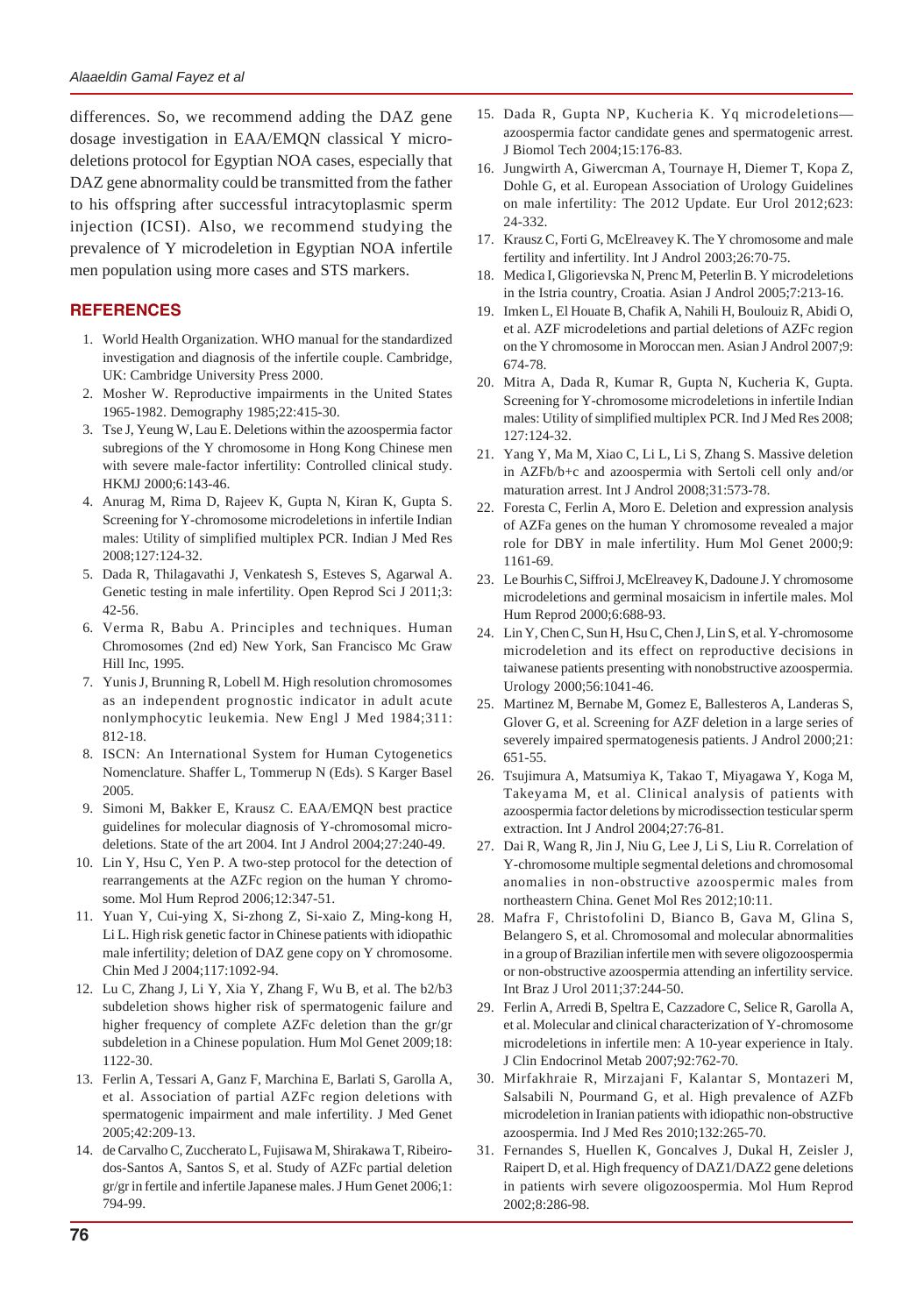differences. So, we recommend adding the DAZ gene dosage investigation in EAA/EMQN classical Y microdeletions protocol for Egyptian NOA cases, especially that DAZ gene abnormality could be transmitted from the father to his offspring after successful intracytoplasmic sperm injection (ICSI). Also, we recommend studying the prevalence of Y microdeletion in Egyptian NOA infertile men population using more cases and STS markers.

## REFERENCES

1. World Health Organization. WHO manual for the standardized investigation and diagnosis of the infertile couple. Cambridge, UK: Cambridge University Press 2000.
2. Mosher W. Reproductive impairments in the United States 1965-1982. Demography 1985;22:415-30.
3. Tse J, Yeung W, Lau E. Deletions within the azoospermia factor subregions of the Y chromosome in Hong Kong Chinese men with severe male-factor infertility: Controlled clinical study. HKMJ 2000;6:143-46.
4. Anurag M, Rima D, Rajeev K, Gupta N, Kiran K, Gupta S. Screening for Y-chromosome microdeletions in infertile Indian males: Utility of simplified multiplex PCR. Indian J Med Res 2008;127:124-32.
5. Dada R, Thilagavathi J, Venkatesh S, Esteves S, Agarwal A. Genetic testing in male infertility. Open Reprod Sci J 2011;3: 42-56.
6. Verma R, Babu A. Principles and techniques. Human Chromosomes (2nd ed) New York, San Francisco Mc Graw Hill Inc, 1995.
7. Yunis J, Brunning R, Lobell M. High resolution chromosomes as an independent prognostic indicator in adult acute nonlymphocytic leukemia. New Engl J Med 1984;311: 812-18.
8. ISCN: An International System for Human Cytogenetics Nomenclature. Shaffer L, Tommerup N (Eds). S Karger Basel 2005.
9. Simoni M, Bakker E, Krausz C. EAA/EMQN best practice guidelines for molecular diagnosis of Y-chromosomal microdeletions. State of the art 2004. Int J Androl 2004;27:240-49.
10. Lin Y, Hsu C, Yen P. A two-step protocol for the detection of rearrangements at the AZFc region on the human Y chromosome. Mol Hum Reprod 2006;12:347-51.
11. Yuan Y, Cui-ying X, Si-zhong Z, Si-xaio Z, Ming-kong H, Li L. High risk genetic factor in Chinese patients with idiopathic male infertility; deletion of DAZ gene copy on Y chromosome. Chin Med J 2004;117:1092-94.
12. Lu C, Zhang J, Li Y, Xia Y, Zhang F, Wu B, et al. The b2/b3 subdeletion shows higher risk of spermatogenic failure and higher frequency of complete AZFc deletion than the gr/gr subdeletion in a Chinese population. Hum Mol Genet 2009;18: 1122-30.
13. Ferlin A, Tessari A, Ganz F, Marchina E, Barlati S, Garolla A, et al. Association of partial AZFc region deletions with spermatogenic impairment and male infertility. J Med Genet 2005;42:209-13.
14. de Carvalho C, Zuccherato L, Fujisawa M, Shirakawa T, Ribeiro-dos-Santos A, Santos S, et al. Study of AZFc partial deletion gr/gr in fertile and infertile Japanese males. J Hum Genet 2006;1: 794-99.
15. Dada R, Gupta NP, Kucheria K. Yq microdeletions—azoospermia factor candidate genes and spermatogenic arrest. J Biomol Tech 2004;15:176-83.
16. Jungwirth A, Giwercman A, Tournaye H, Diemer T, Kopa Z, Dohle G, et al. European Association of Urology Guidelines on male infertility: The 2012 Update. Eur Urol 2012;623: 24-332.
17. Krausz C, Forti G, McElreavey K. The Y chromosome and male fertility and infertility. Int J Androl 2003;26:70-75.
18. Medica I, Gligorievska N, Prenc M, Peterlin B. Y microdeletions in the Istria country, Croatia. Asian J Androl 2005;7:213-16.
19. Imken L, El Houate B, Chafik A, Nahili H, Boulouiz R, Abidi O, et al. AZF microdeletions and partial deletions of AZFc region on the Y chromosome in Moroccan men. Asian J Androl 2007;9: 674-78.
20. Mitra A, Dada R, Kumar R, Gupta N, Kucheria K, Gupta. Screening for Y-chromosome microdeletions in infertile Indian males: Utility of simplified multiplex PCR. Ind J Med Res 2008; 127:124-32.
21. Yang Y, Ma M, Xiao C, Li L, Li S, Zhang S. Massive deletion in AZFb/b+c and azoospermia with Sertoli cell only and/or maturation arrest. Int J Androl 2008;31:573-78.
22. Foresta C, Ferlin A, Moro E. Deletion and expression analysis of AZFa genes on the human Y chromosome revealed a major role for DBY in male infertility. Hum Mol Genet 2000;9: 1161-69.
23. Le Bourhis C, Siffroi J, McElreavey K, Dadoune J. Y chromosome microdeletions and germinal mosaicism in infertile males. Mol Hum Reprod 2000;6:688-93.
24. Lin Y, Chen C, Sun H, Hsu C, Chen J, Lin S, et al. Y-chromosome microdeletion and its effect on reproductive decisions in taiwanese patients presenting with nonobstructive azoospermia. Urology 2000;56:1041-46.
25. Martinez M, Bernabe M, Gomez E, Ballesteros A, Landeras S, Glover G, et al. Screening for AZF deletion in a large series of severely impaired spermatogenesis patients. J Androl 2000;21: 651-55.
26. Tsujimura A, Matsumiya K, Takao T, Miyagawa Y, Koga M, Takeyama M, et al. Clinical analysis of patients with azoospermia factor deletions by microdissection testicular sperm extraction. Int J Androl 2004;27:76-81.
27. Dai R, Wang R, Jin J, Niu G, Lee J, Li S, Liu R. Correlation of Y-chromosome multiple segmental deletions and chromosomal anomalies in non-obstructive azoospermic males from northeastern China. Genet Mol Res 2012;10:11.
28. Mafra F, Christofolini D, Bianco B, Gava M, Glina S, Belangero S, et al. Chromosomal and molecular abnormalities in a group of Brazilian infertile men with severe oligozoospermia or non-obstructive azoospermia attending an infertility service. Int Braz J Urol 2011;37:244-50.
29. Ferlin A, Arredi B, Speltra E, Cazzadore C, Selice R, Garolla A, et al. Molecular and clinical characterization of Y-chromosome microdeletions in infertile men: A 10-year experience in Italy. J Clin Endocrinol Metab 2007;92:762-70.
30. Mirfakhraie R, Mirzajani F, Kalantar S, Montazeri M, Salsabili N, Pourmand G, et al. High prevalence of AZFb microdeletion in Iranian patients with idiopathic non-obstructive azoospermia. Ind J Med Res 2010;132:265-70.
31. Fernandes S, Huellen K, Goncalves J, Dukal H, Zeisler J, Raipert D, et al. High frequency of DAZ1/DAZ2 gene deletions in patients wirh severe oligozoospermia. Mol Hum Reprod 2002;8:286-98.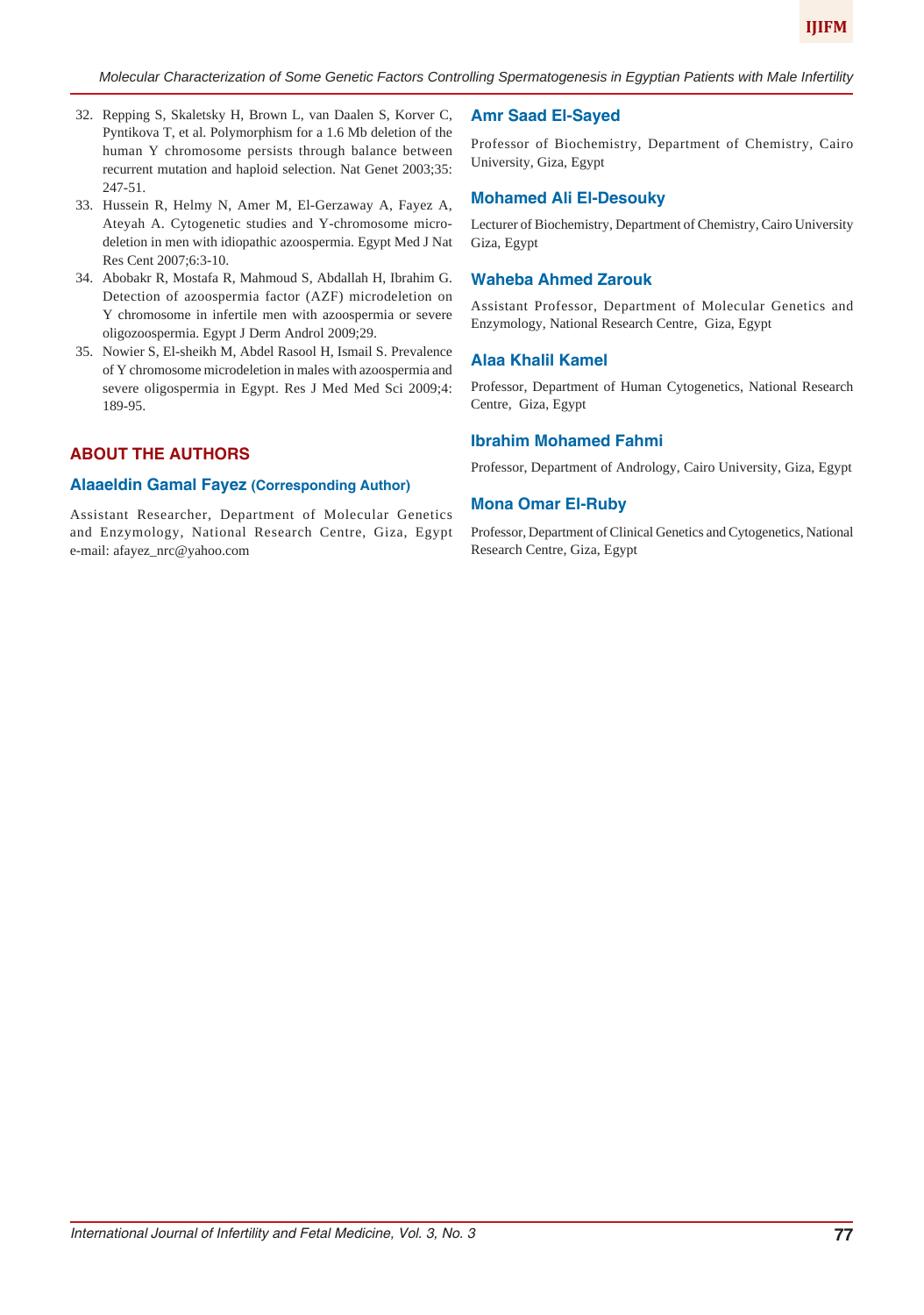32. Repping S, Skaletsky H, Brown L, van Daalen S, Korver C, Pyntikova T, et al. Polymorphism for a 1.6 Mb deletion of the human Y chromosome persists through balance between recurrent mutation and haploid selection. Nat Genet 2003;35: 247-51.
33. Hussein R, Helmy N, Amer M, El-Gerzaway A, Fayez A, Ateyah A. Cytogenetic studies and Y-chromosome microdeletion in men with idiopathic azoospermia. Egypt Med J Nat Res Cent 2007;6:3-10.
34. Abobakr R, Mostafa R, Mahmoud S, Abdallah H, Ibrahim G. Detection of azoospermia factor (AZF) microdeletion on Y chromosome in infertile men with azoospermia or severe oligozoospermia. Egypt J Derm Androl 2009;29.
35. Nowier S, El-sheikh M, Abdel Rasool H, Ismail S. Prevalence of Y chromosome microdeletion in males with azoospermia and severe oligospermia in Egypt. Res J Med Med Sci 2009;4: 189-95.

## ABOUT THE AUTHORS

### Alaaeldin Gamal Fayez (Corresponding Author)

Assistant Researcher, Department of Molecular Genetics and Enzymology, National Research Centre, Giza, Egypt
e-mail: afayez_nrc@yahoo.com

### Amr Saad El-Sayed

Professor of Biochemistry, Department of Chemistry, Cairo University, Giza, Egypt

### Mohamed Ali El-Desouky

Lecturer of Biochemistry, Department of Chemistry, Cairo University Giza, Egypt

### Waheba Ahmed Zarouk

Assistant Professor, Department of Molecular Genetics and Enzymology, National Research Centre, Giza, Egypt

### Alaa Khalil Kamel

Professor, Department of Human Cytogenetics, National Research Centre, Giza, Egypt

### Ibrahim Mohamed Fahmi

Professor, Department of Andrology, Cairo University, Giza, Egypt

### Mona Omar El-Ruby

Professor, Department of Clinical Genetics and Cytogenetics, National Research Centre, Giza, Egypt